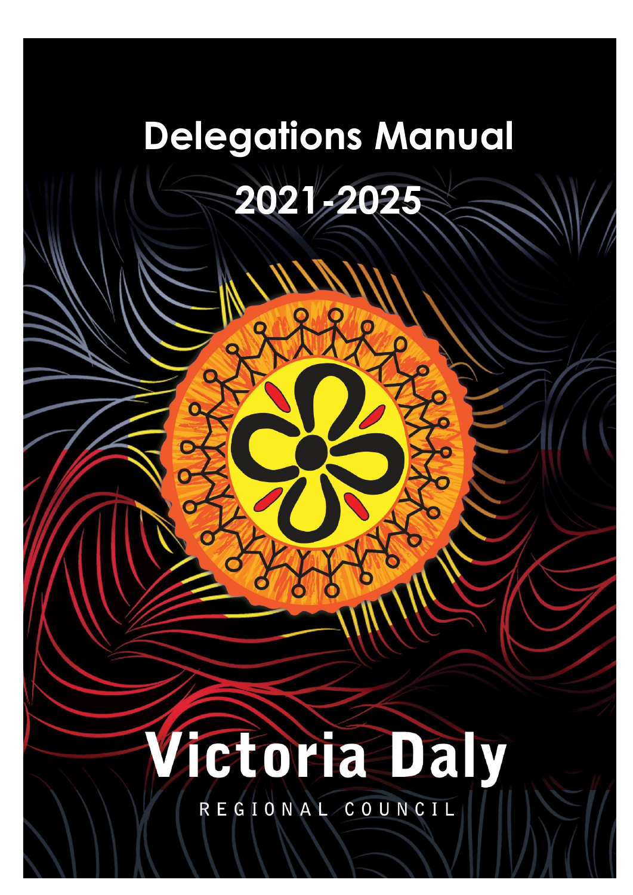# Delegations Manual

# 2021-2025

Victoria Daly

REGIONAL COUNCIL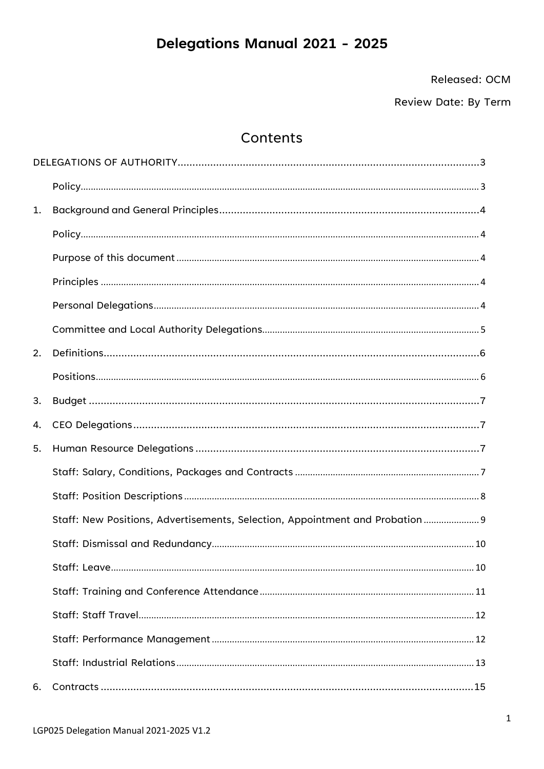# Delegations Manual 2021 - 2025

Released: OCM

Review Date: By Term

## Contents

DELEGATIONS OF AUTHORITY ..... 3

- Policy ..... 3

1. Background and General Principles ..... 4
   - Policy ..... 4
   - Purpose of this document ..... 4
   - Principles ..... 4
   - Personal Delegations ..... 4
   - Committee and Local Authority Delegations ..... 5
2. Definitions ..... 6
   - Positions ..... 6
3. Budget ..... 7
4. CEO Delegations ..... 7
5. Human Resource Delegations ..... 7
   - Staff: Salary, Conditions, Packages and Contracts ..... 7
   - Staff: Position Descriptions ..... 8
   - Staff: New Positions, Advertisements, Selection, Appointment and Probation ..... 9
   - Staff: Dismissal and Redundancy ..... 10
   - Staff: Leave ..... 10
   - Staff: Training and Conference Attendance ..... 11
   - Staff: Staff Travel ..... 12
   - Staff: Performance Management ..... 12
   - Staff: Industrial Relations ..... 13
6. Contracts ..... 15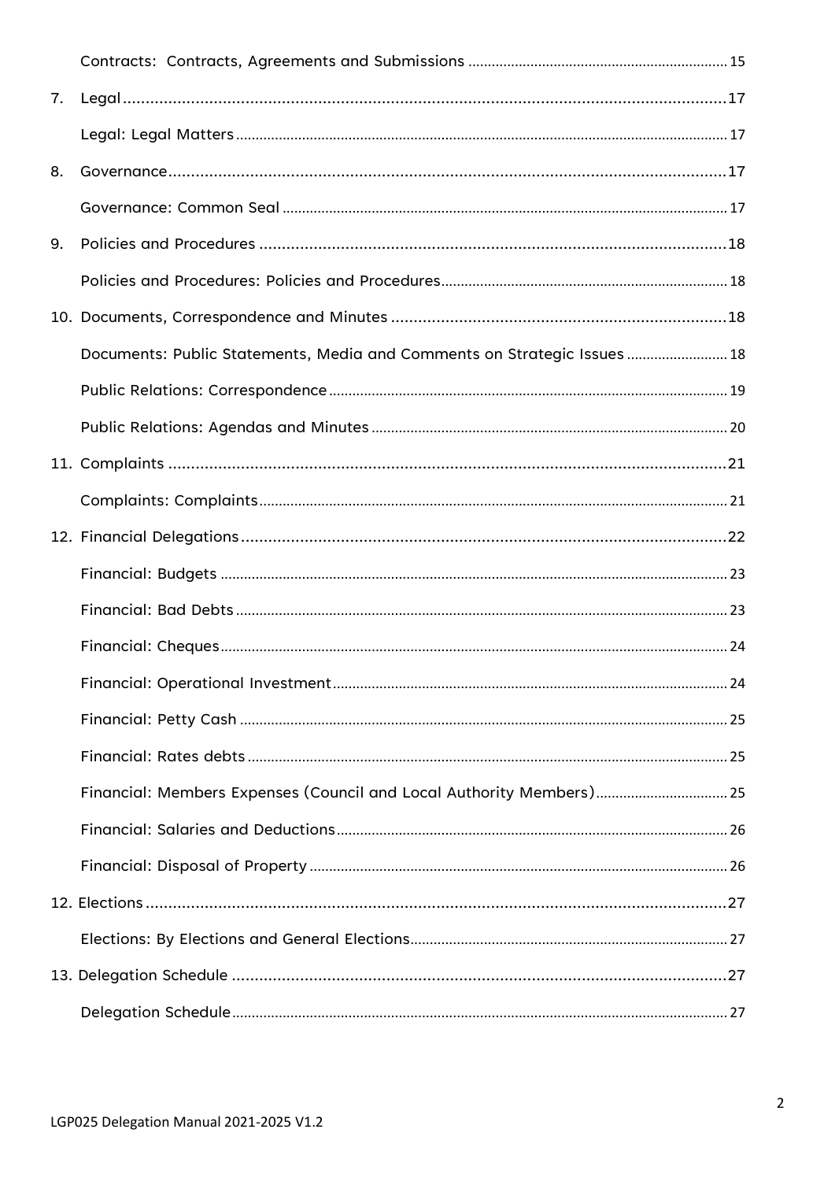Contracts: Contracts, Agreements and Submissions ............ 15

7. Legal ............ 17

   Legal: Legal Matters ............ 17

8. Governance ............ 17

   Governance: Common Seal ............ 17

9. Policies and Procedures ............ 18

   Policies and Procedures: Policies and Procedures ............ 18

10. Documents, Correspondence and Minutes ............ 18

   Documents: Public Statements, Media and Comments on Strategic Issues ............ 18

   Public Relations: Correspondence ............ 19

   Public Relations: Agendas and Minutes ............ 20

11. Complaints ............ 21

   Complaints: Complaints ............ 21

12. Financial Delegations ............ 22

   Financial: Budgets ............ 23

   Financial: Bad Debts ............ 23

   Financial: Cheques ............ 24

   Financial: Operational Investment ............ 24

   Financial: Petty Cash ............ 25

   Financial: Rates debts ............ 25

   Financial: Members Expenses (Council and Local Authority Members) ............ 25

   Financial: Salaries and Deductions ............ 26

   Financial: Disposal of Property ............ 26

12. Elections ............ 27

   Elections: By Elections and General Elections ............ 27

13. Delegation Schedule ............ 27

   Delegation Schedule ............ 27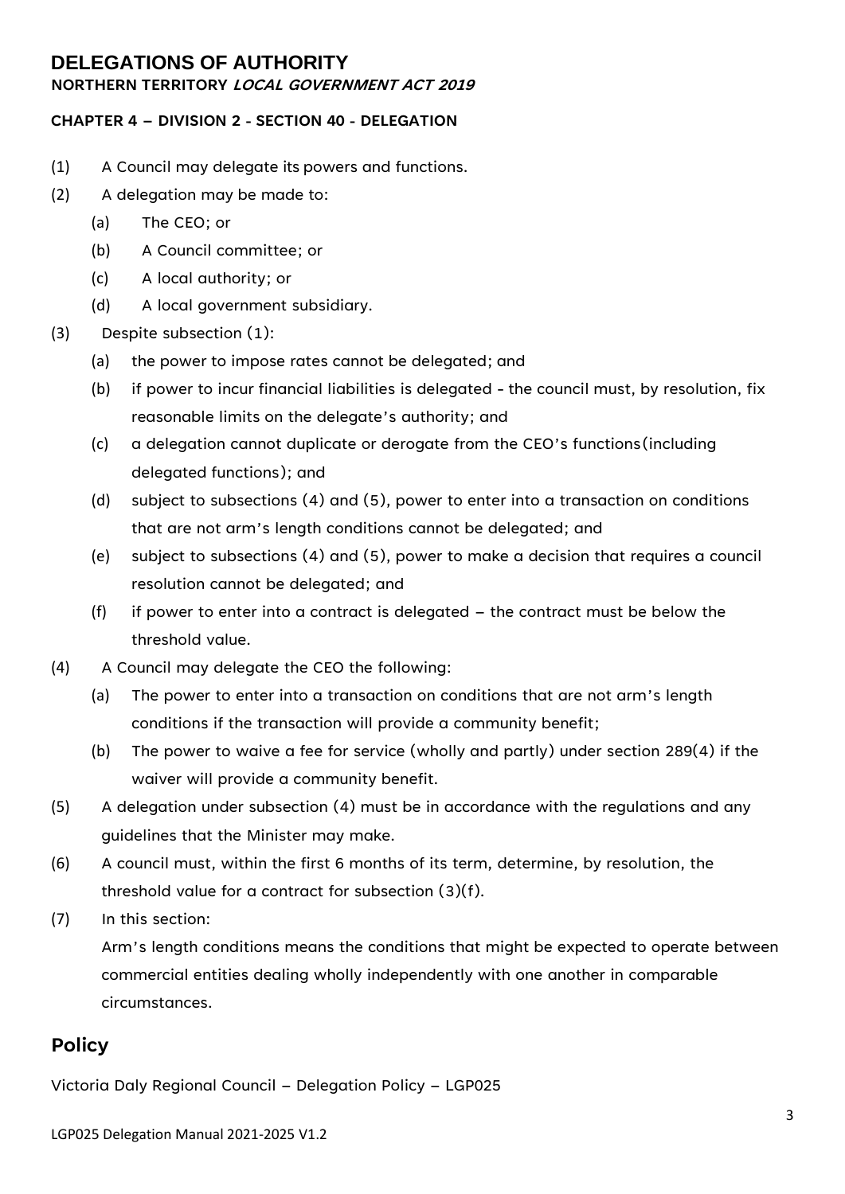# DELEGATIONS OF AUTHORITY

**NORTHERN TERRITORY *LOCAL GOVERNMENT ACT 2019***

**CHAPTER 4 – DIVISION 2 - SECTION 40 - DELEGATION**

(1) A Council may delegate its powers and functions.

(2) A delegation may be made to:

- (a) The CEO; or
- (b) A Council committee; or
- (c) A local authority; or
- (d) A local government subsidiary.

(3) Despite subsection (1):

- (a) the power to impose rates cannot be delegated; and
- (b) if power to incur financial liabilities is delegated - the council must, by resolution, fix reasonable limits on the delegate's authority; and
- (c) a delegation cannot duplicate or derogate from the CEO's functions (including delegated functions); and
- (d) subject to subsections (4) and (5), power to enter into a transaction on conditions that are not arm's length conditions cannot be delegated; and
- (e) subject to subsections (4) and (5), power to make a decision that requires a council resolution cannot be delegated; and
- (f) if power to enter into a contract is delegated – the contract must be below the threshold value.

(4) A Council may delegate the CEO the following:

- (a) The power to enter into a transaction on conditions that are not arm's length conditions if the transaction will provide a community benefit;
- (b) The power to waive a fee for service (wholly and partly) under section 289(4) if the waiver will provide a community benefit.

(5) A delegation under subsection (4) must be in accordance with the regulations and any guidelines that the Minister may make.

(6) A council must, within the first 6 months of its term, determine, by resolution, the threshold value for a contract for subsection (3)(f).

(7) In this section:

Arm's length conditions means the conditions that might be expected to operate between commercial entities dealing wholly independently with one another in comparable circumstances.

## Policy

Victoria Daly Regional Council – Delegation Policy – LGP025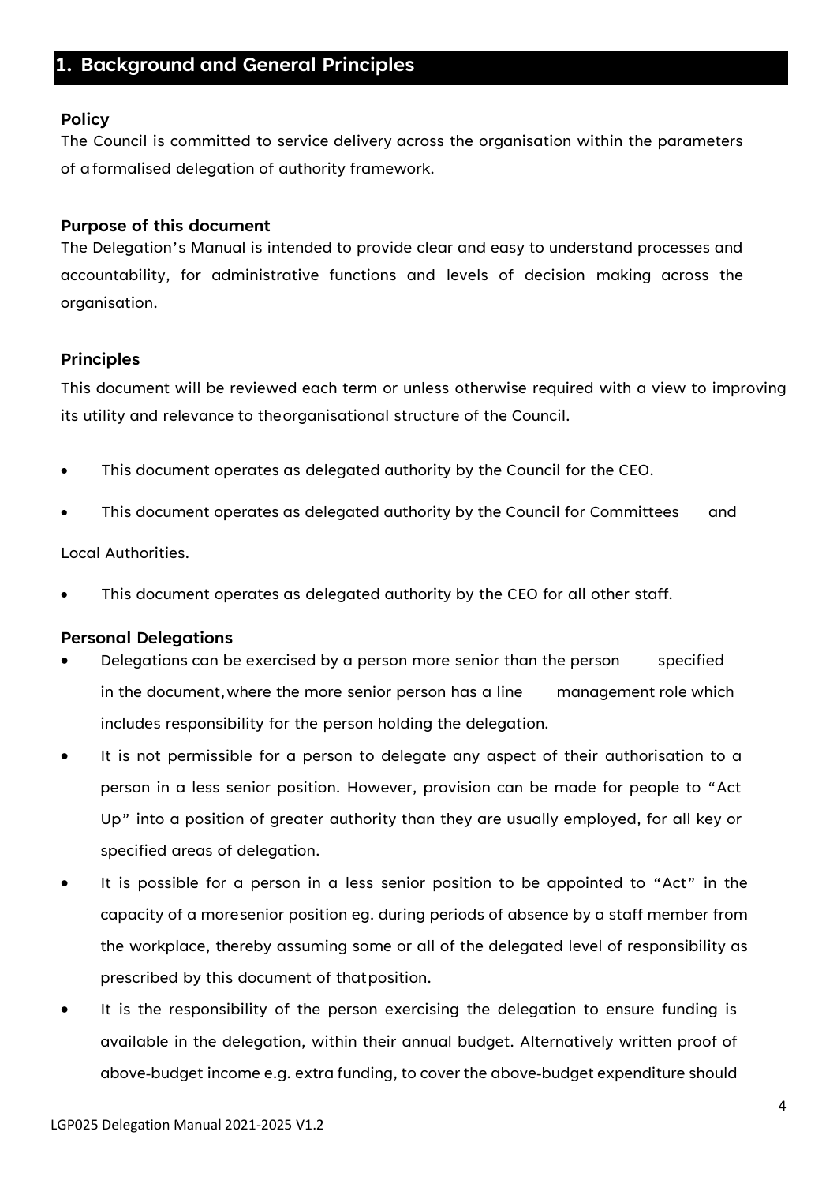# 1. Background and General Principles

**Policy**

The Council is committed to service delivery across the organisation within the parameters of a formalised delegation of authority framework.

**Purpose of this document**

The Delegation's Manual is intended to provide clear and easy to understand processes and accountability, for administrative functions and levels of decision making across the organisation.

**Principles**

This document will be reviewed each term or unless otherwise required with a view to improving its utility and relevance to the organisational structure of the Council.

- This document operates as delegated authority by the Council for the CEO.
- This document operates as delegated authority by the Council for Committees and Local Authorities.
- This document operates as delegated authority by the CEO for all other staff.

**Personal Delegations**

- Delegations can be exercised by a person more senior than the person specified in the document, where the more senior person has a line management role which includes responsibility for the person holding the delegation.
- It is not permissible for a person to delegate any aspect of their authorisation to a person in a less senior position. However, provision can be made for people to "Act Up" into a position of greater authority than they are usually employed, for all key or specified areas of delegation.
- It is possible for a person in a less senior position to be appointed to "Act" in the capacity of a more senior position eg. during periods of absence by a staff member from the workplace, thereby assuming some or all of the delegated level of responsibility as prescribed by this document of that position.
- It is the responsibility of the person exercising the delegation to ensure funding is available in the delegation, within their annual budget. Alternatively written proof of above-budget income e.g. extra funding, to cover the above-budget expenditure should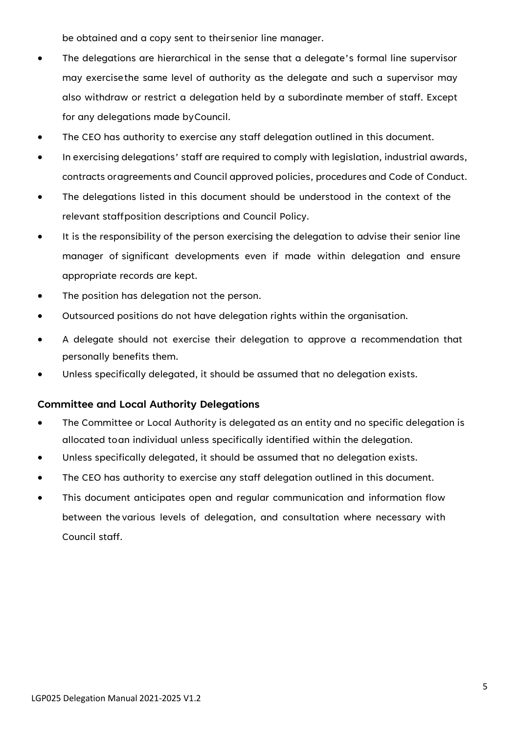be obtained and a copy sent to their senior line manager.

- The delegations are hierarchical in the sense that a delegate's formal line supervisor may exercise the same level of authority as the delegate and such a supervisor may also withdraw or restrict a delegation held by a subordinate member of staff. Except for any delegations made by Council.
- The CEO has authority to exercise any staff delegation outlined in this document.
- In exercising delegations' staff are required to comply with legislation, industrial awards, contracts or agreements and Council approved policies, procedures and Code of Conduct.
- The delegations listed in this document should be understood in the context of the relevant staff position descriptions and Council Policy.
- It is the responsibility of the person exercising the delegation to advise their senior line manager of significant developments even if made within delegation and ensure appropriate records are kept.
- The position has delegation not the person.
- Outsourced positions do not have delegation rights within the organisation.
- A delegate should not exercise their delegation to approve a recommendation that personally benefits them.
- Unless specifically delegated, it should be assumed that no delegation exists.

### Committee and Local Authority Delegations

- The Committee or Local Authority is delegated as an entity and no specific delegation is allocated to an individual unless specifically identified within the delegation.
- Unless specifically delegated, it should be assumed that no delegation exists.
- The CEO has authority to exercise any staff delegation outlined in this document.
- This document anticipates open and regular communication and information flow between the various levels of delegation, and consultation where necessary with Council staff.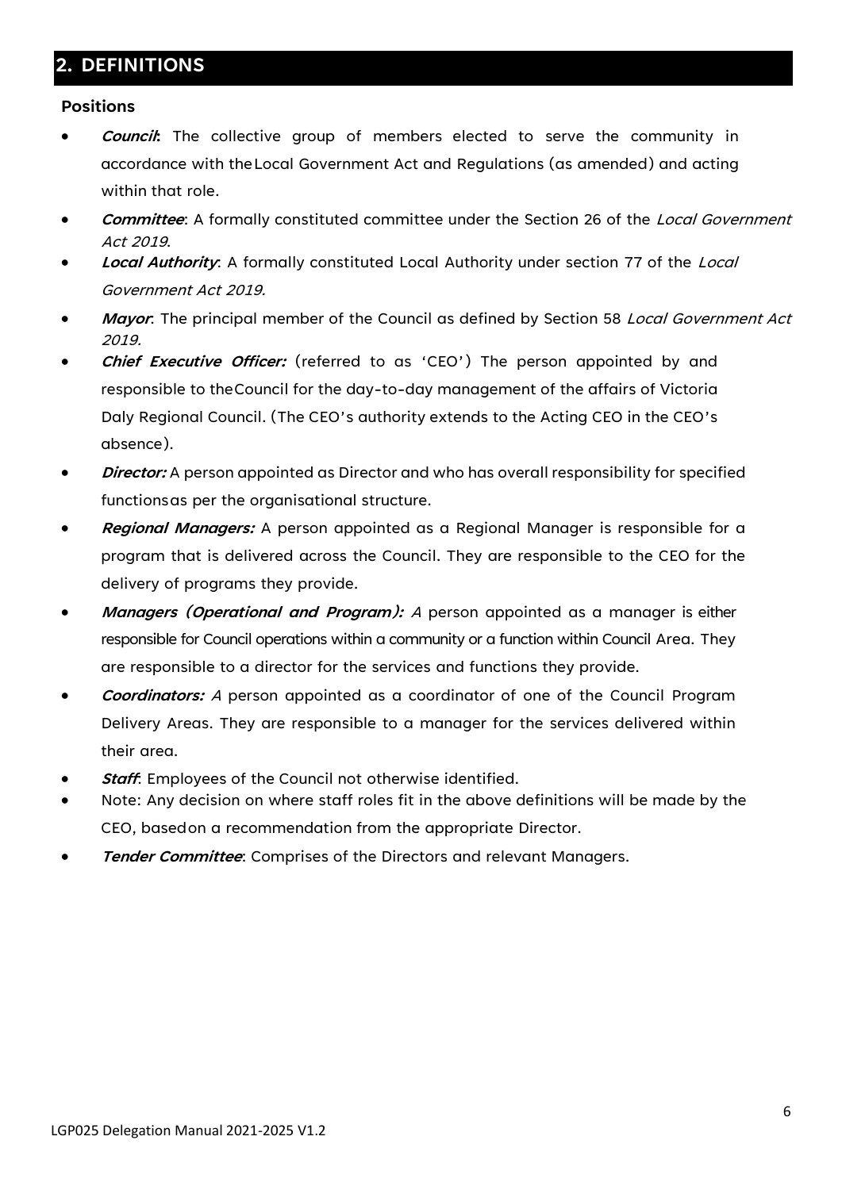## 2. DEFINITIONS

### Positions

- ***Council***: The collective group of members elected to serve the community in accordance with the Local Government Act and Regulations (as amended) and acting within that role.
- ***Committee***: A formally constituted committee under the Section 26 of the *Local Government Act 2019*.
- ***Local Authority***: A formally constituted Local Authority under section 77 of the *Local Government Act 2019.*
- ***Mayor***: The principal member of the Council as defined by Section 58 *Local Government Act 2019.*
- ***Chief Executive Officer:*** (referred to as 'CEO') The person appointed by and responsible to the Council for the day-to-day management of the affairs of Victoria Daly Regional Council. (The CEO's authority extends to the Acting CEO in the CEO's absence).
- ***Director:*** A person appointed as Director and who has overall responsibility for specified functions as per the organisational structure.
- ***Regional Managers:*** A person appointed as a Regional Manager is responsible for a program that is delivered across the Council. They are responsible to the CEO for the delivery of programs they provide.
- ***Managers (Operational and Program):*** *A* person appointed as a manager is either responsible for Council operations within a community or a function within Council Area. They are responsible to a director for the services and functions they provide.
- ***Coordinators:*** *A* person appointed as a coordinator of one of the Council Program Delivery Areas. They are responsible to a manager for the services delivered within their area.
- ***Staff***: Employees of the Council not otherwise identified.
- Note: Any decision on where staff roles fit in the above definitions will be made by the CEO, based on a recommendation from the appropriate Director.
- ***Tender Committee***: Comprises of the Directors and relevant Managers.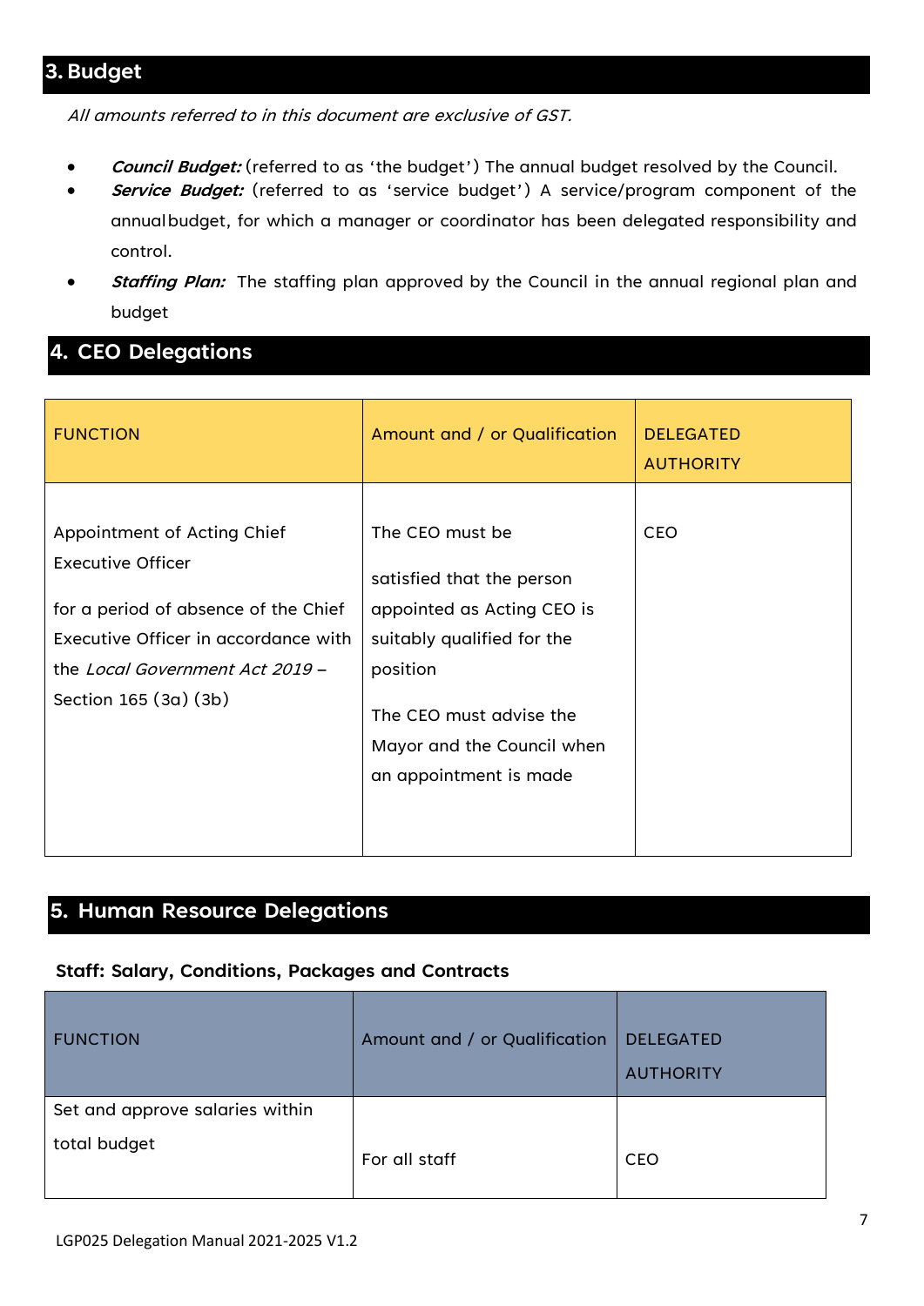## 3. Budget

*All amounts referred to in this document are exclusive of GST.*

- ***Council Budget:*** (referred to as 'the budget') The annual budget resolved by the Council.
- ***Service Budget:*** (referred to as 'service budget') A service/program component of the annual budget, for which a manager or coordinator has been delegated responsibility and control.
- ***Staffing Plan:*** The staffing plan approved by the Council in the annual regional plan and budget

## 4. CEO Delegations

| FUNCTION | Amount and / or Qualification | DELEGATED AUTHORITY |
|---|---|---|
| Appointment of Acting Chief Executive Officer<br><br>for a period of absence of the Chief Executive Officer in accordance with the *Local Government Act 2019* – Section 165 (3a) (3b) | The CEO must be<br><br>satisfied that the person appointed as Acting CEO is suitably qualified for the position<br><br>The CEO must advise the Mayor and the Council when an appointment is made | CEO |

## 5. Human Resource Delegations

### Staff: Salary, Conditions, Packages and Contracts

| FUNCTION | Amount and / or Qualification | DELEGATED AUTHORITY |
|---|---|---|
| Set and approve salaries within total budget | For all staff | CEO |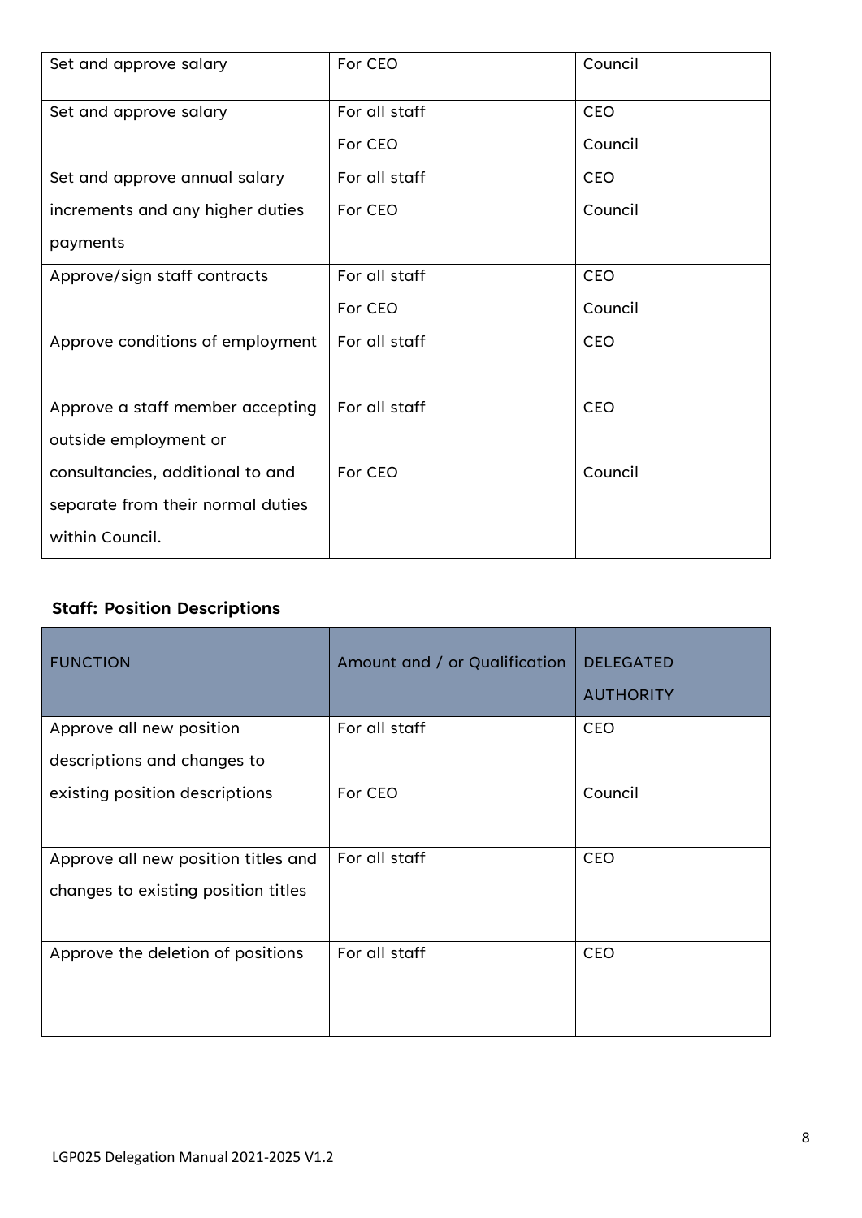| | | |
|---|---|---|
| Set and approve salary | For CEO | Council |
| Set and approve salary | For all staff<br>For CEO | CEO<br>Council |
| Set and approve annual salary increments and any higher duties payments | For all staff<br>For CEO | CEO<br>Council |
| Approve/sign staff contracts | For all staff<br>For CEO | CEO<br>Council |
| Approve conditions of employment | For all staff | CEO |
| Approve a staff member accepting outside employment or consultancies, additional to and separate from their normal duties within Council. | For all staff<br>For CEO | CEO<br>Council |

### Staff: Position Descriptions

| FUNCTION | Amount and / or Qualification | DELEGATED AUTHORITY |
|---|---|---|
| Approve all new position descriptions and changes to existing position descriptions | For all staff<br>For CEO | CEO<br>Council |
| Approve all new position titles and changes to existing position titles | For all staff | CEO |
| Approve the deletion of positions | For all staff | CEO |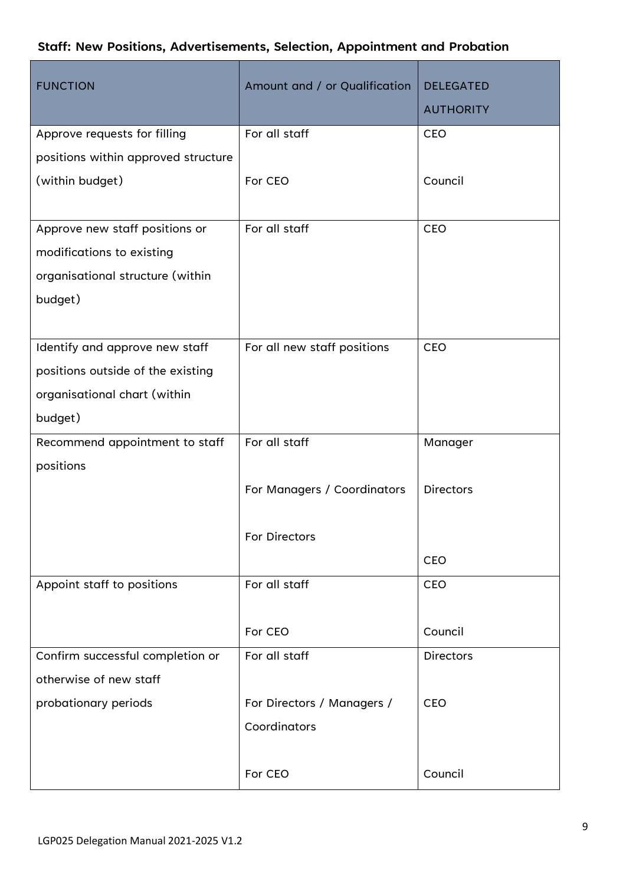## Staff: New Positions, Advertisements, Selection, Appointment and Probation

| FUNCTION | Amount and / or Qualification | DELEGATED AUTHORITY |
|---|---|---|
| Approve requests for filling positions within approved structure (within budget) | For all staff<br><br>For CEO | CEO<br><br>Council |
| Approve new staff positions or modifications to existing organisational structure (within budget) | For all staff | CEO |
| Identify and approve new staff positions outside of the existing organisational chart (within budget) | For all new staff positions | CEO |
| Recommend appointment to staff positions | For all staff<br><br>For Managers / Coordinators<br><br>For Directors | Manager<br><br>Directors<br><br>CEO |
| Appoint staff to positions | For all staff<br><br>For CEO | CEO<br><br>Council |
| Confirm successful completion or otherwise of new staff probationary periods | For all staff<br><br>For Directors / Managers / Coordinators<br><br>For CEO | Directors<br><br>CEO<br><br>Council |

LGP025 Delegation Manual 2021-2025 V1.2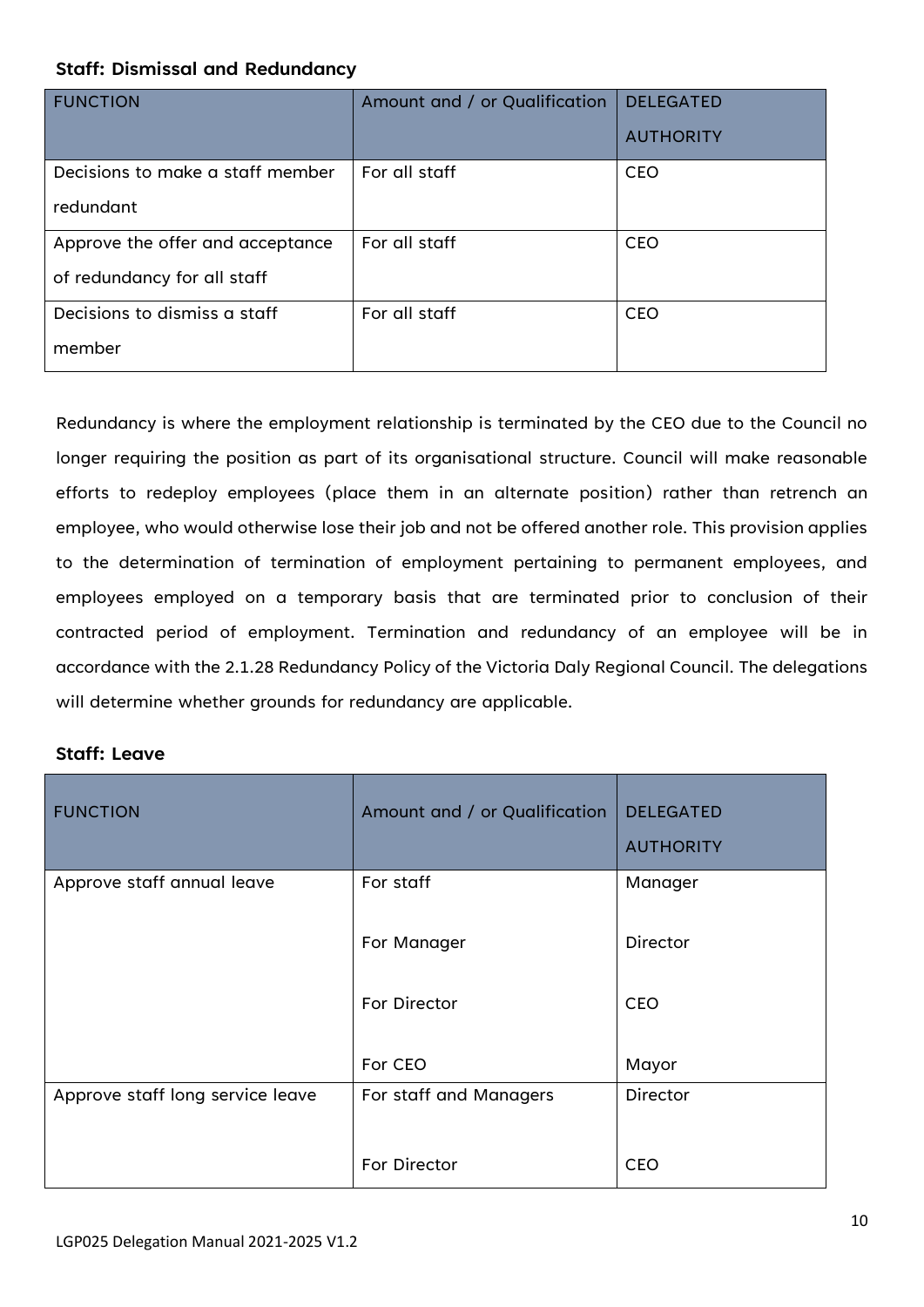### Staff: Dismissal and Redundancy

| FUNCTION | Amount and / or Qualification | DELEGATED AUTHORITY |
|---|---|---|
| Decisions to make a staff member redundant | For all staff | CEO |
| Approve the offer and acceptance of redundancy for all staff | For all staff | CEO |
| Decisions to dismiss a staff member | For all staff | CEO |

Redundancy is where the employment relationship is terminated by the CEO due to the Council no longer requiring the position as part of its organisational structure. Council will make reasonable efforts to redeploy employees (place them in an alternate position) rather than retrench an employee, who would otherwise lose their job and not be offered another role. This provision applies to the determination of termination of employment pertaining to permanent employees, and employees employed on a temporary basis that are terminated prior to conclusion of their contracted period of employment. Termination and redundancy of an employee will be in accordance with the 2.1.28 Redundancy Policy of the Victoria Daly Regional Council. The delegations will determine whether grounds for redundancy are applicable.

### Staff: Leave

| FUNCTION | Amount and / or Qualification | DELEGATED AUTHORITY |
|---|---|---|
| Approve staff annual leave | For staff | Manager |
| | For Manager | Director |
| | For Director | CEO |
| | For CEO | Mayor |
| Approve staff long service leave | For staff and Managers | Director |
| | For Director | CEO |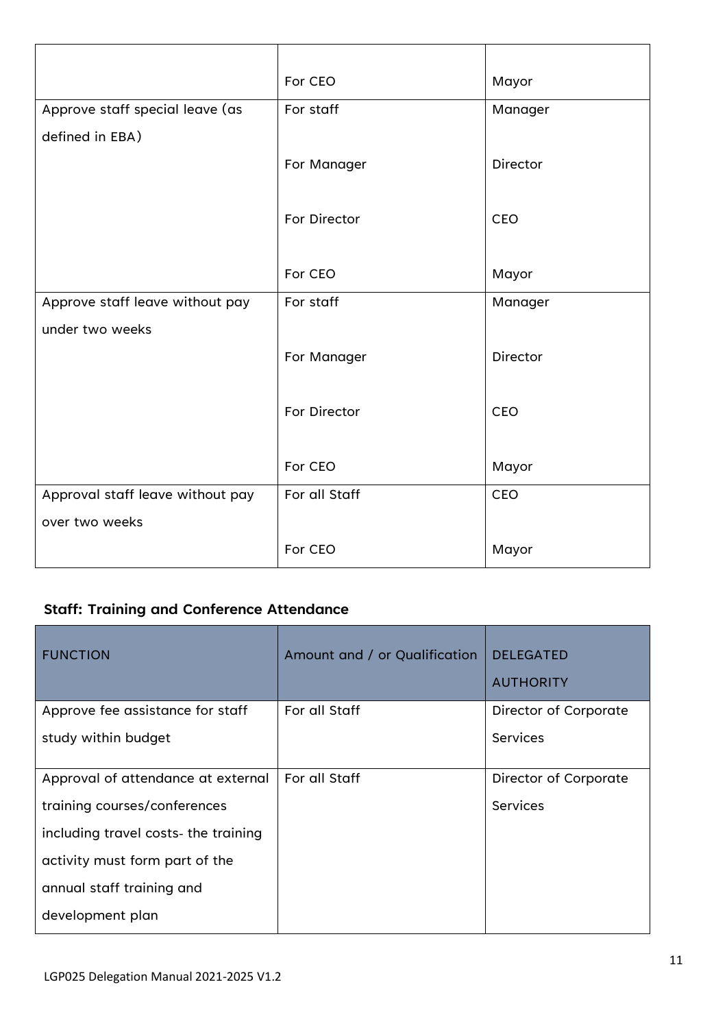| | | |
|---|---|---|
| | For CEO | Mayor |
| Approve staff special leave (as defined in EBA) | For staff | Manager |
| | For Manager | Director |
| | For Director | CEO |
| | For CEO | Mayor |
| Approve staff leave without pay under two weeks | For staff | Manager |
| | For Manager | Director |
| | For Director | CEO |
| | For CEO | Mayor |
| Approval staff leave without pay over two weeks | For all Staff | CEO |
| | For CEO | Mayor |

### Staff: Training and Conference Attendance

| FUNCTION | Amount and / or Qualification | DELEGATED AUTHORITY |
|---|---|---|
| Approve fee assistance for staff study within budget | For all Staff | Director of Corporate Services |
| Approval of attendance at external training courses/conferences including travel costs- the training activity must form part of the annual staff training and development plan | For all Staff | Director of Corporate Services |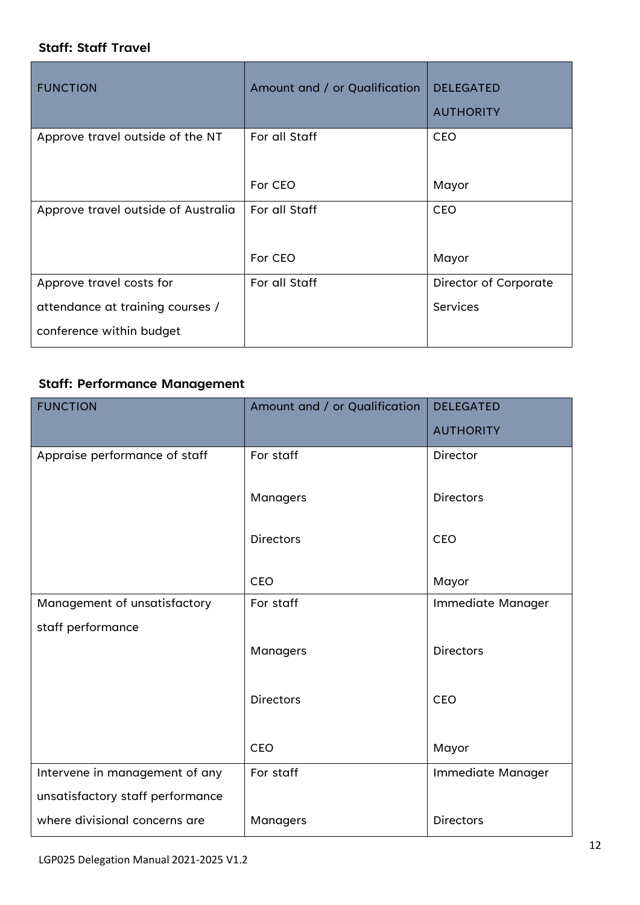### Staff: Staff Travel

| FUNCTION | Amount and / or Qualification | DELEGATED AUTHORITY |
|---|---|---|
| Approve travel outside of the NT | For all Staff | CEO |
| | For CEO | Mayor |
| Approve travel outside of Australia | For all Staff | CEO |
| | For CEO | Mayor |
| Approve travel costs for attendance at training courses / conference within budget | For all Staff | Director of Corporate Services |

### Staff: Performance Management

| FUNCTION | Amount and / or Qualification | DELEGATED AUTHORITY |
|---|---|---|
| Appraise performance of staff | For staff | Director |
| | Managers | Directors |
| | Directors | CEO |
| | CEO | Mayor |
| Management of unsatisfactory staff performance | For staff | Immediate Manager |
| | Managers | Directors |
| | Directors | CEO |
| | CEO | Mayor |
| Intervene in management of any unsatisfactory staff performance where divisional concerns are | For staff | Immediate Manager |
| | Managers | Directors |

LGP025 Delegation Manual 2021-2025 V1.2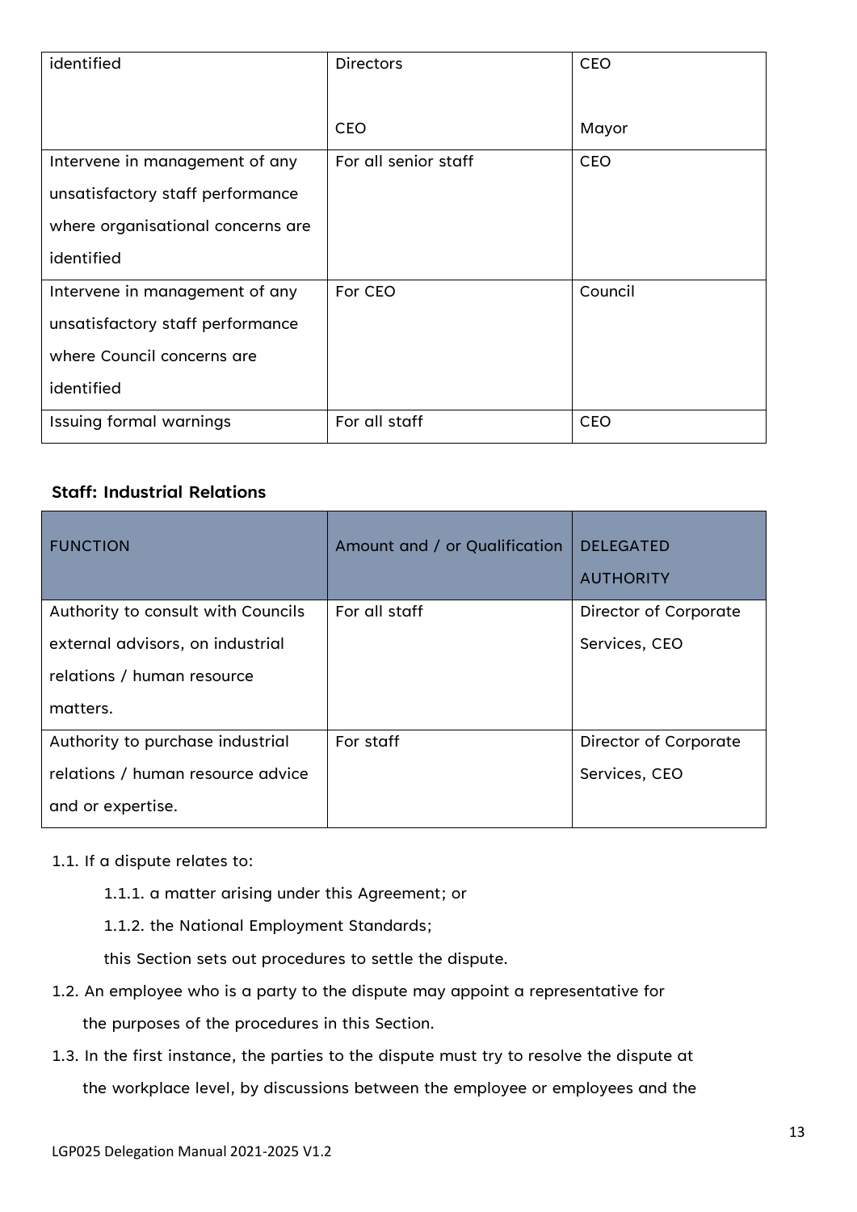| | | |
|---|---|---|
| identified | Directors<br><br>CEO | CEO<br><br>Mayor |
| Intervene in management of any unsatisfactory staff performance where organisational concerns are identified | For all senior staff | CEO |
| Intervene in management of any unsatisfactory staff performance where Council concerns are identified | For CEO | Council |
| Issuing formal warnings | For all staff | CEO |

### Staff: Industrial Relations

| FUNCTION | Amount and / or Qualification | DELEGATED AUTHORITY |
|---|---|---|
| Authority to consult with Councils external advisors, on industrial relations / human resource matters. | For all staff | Director of Corporate Services, CEO |
| Authority to purchase industrial relations / human resource advice and or expertise. | For staff | Director of Corporate Services, CEO |

1.1. If a dispute relates to:

   1.1.1. a matter arising under this Agreement; or

   1.1.2. the National Employment Standards;

   this Section sets out procedures to settle the dispute.

1.2. An employee who is a party to the dispute may appoint a representative for the purposes of the procedures in this Section.

1.3. In the first instance, the parties to the dispute must try to resolve the dispute at the workplace level, by discussions between the employee or employees and the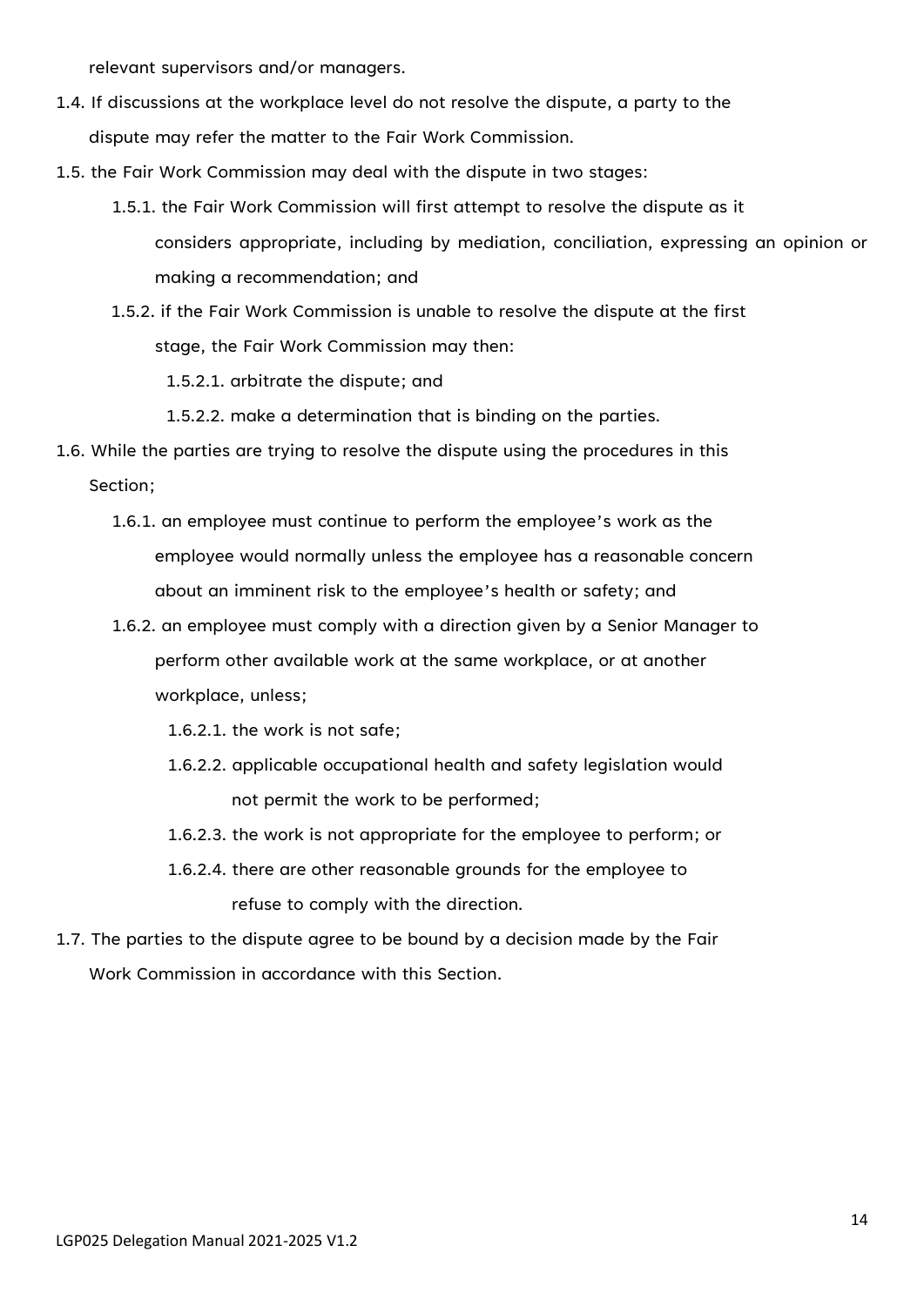relevant supervisors and/or managers.

1.4. If discussions at the workplace level do not resolve the dispute, a party to the dispute may refer the matter to the Fair Work Commission.

1.5. the Fair Work Commission may deal with the dispute in two stages:

   1.5.1. the Fair Work Commission will first attempt to resolve the dispute as it considers appropriate, including by mediation, conciliation, expressing an opinion or making a recommendation; and

   1.5.2. if the Fair Work Commission is unable to resolve the dispute at the first stage, the Fair Work Commission may then:

      1.5.2.1. arbitrate the dispute; and

      1.5.2.2. make a determination that is binding on the parties.

1.6. While the parties are trying to resolve the dispute using the procedures in this Section;

   1.6.1. an employee must continue to perform the employee's work as the employee would normally unless the employee has a reasonable concern about an imminent risk to the employee's health or safety; and

   1.6.2. an employee must comply with a direction given by a Senior Manager to perform other available work at the same workplace, or at another workplace, unless;

      1.6.2.1. the work is not safe;

      1.6.2.2. applicable occupational health and safety legislation would not permit the work to be performed;

      1.6.2.3. the work is not appropriate for the employee to perform; or

      1.6.2.4. there are other reasonable grounds for the employee to refuse to comply with the direction.

1.7. The parties to the dispute agree to be bound by a decision made by the Fair Work Commission in accordance with this Section.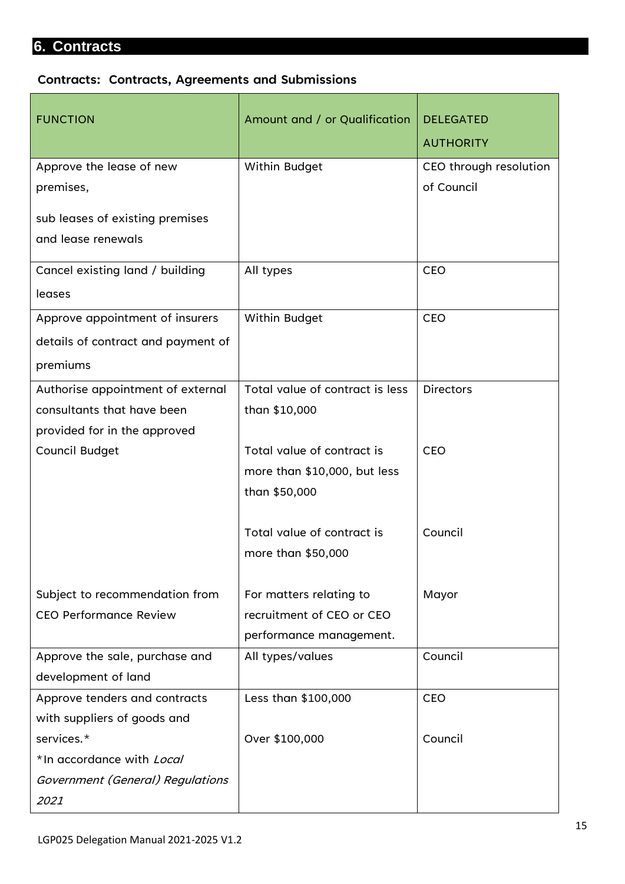## 6. Contracts

### Contracts: Contracts, Agreements and Submissions

| FUNCTION | Amount and / or Qualification | DELEGATED AUTHORITY |
|---|---|---|
| Approve the lease of new premises,<br><br>sub leases of existing premises and lease renewals | Within Budget | CEO through resolution of Council |
| Cancel existing land / building leases | All types | CEO |
| Approve appointment of insurers details of contract and payment of premiums | Within Budget | CEO |
| Authorise appointment of external consultants that have been provided for in the approved Council Budget | Total value of contract is less than $10,000 | Directors |
| | Total value of contract is more than $10,000, but less than $50,000 | CEO |
| | Total value of contract is more than $50,000 | Council |
| Subject to recommendation from CEO Performance Review | For matters relating to recruitment of CEO or CEO performance management. | Mayor |
| Approve the sale, purchase and development of land | All types/values | Council |
| Approve tenders and contracts with suppliers of goods and services.*<br>*In accordance with *Local Government (General) Regulations 2021* | Less than $100,000 | CEO |
| | Over $100,000 | Council |

LGP025 Delegation Manual 2021-2025 V1.2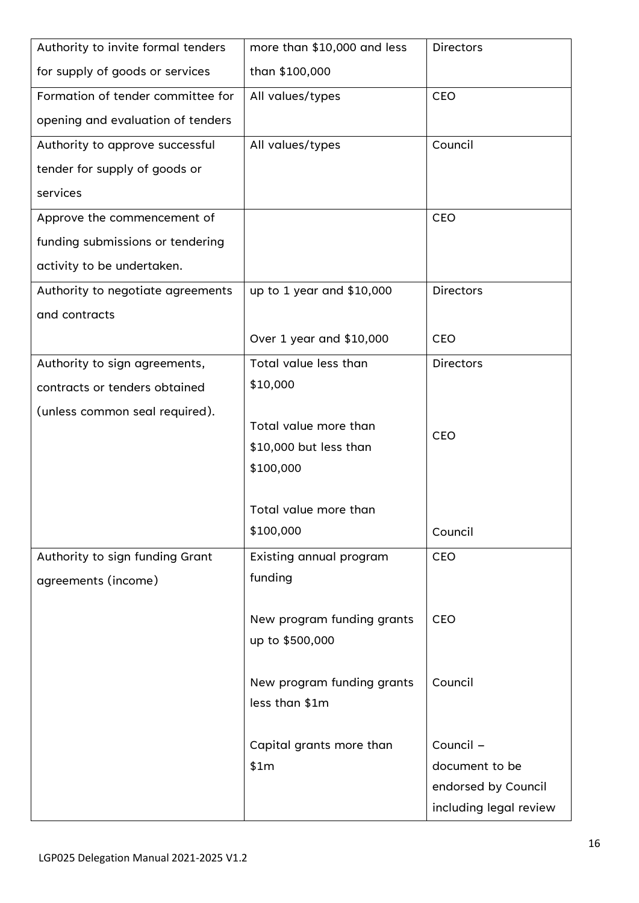| | | |
|---|---|---|
| Authority to invite formal tenders for supply of goods or services | more than $10,000 and less than $100,000 | Directors |
| Formation of tender committee for opening and evaluation of tenders | All values/types | CEO |
| Authority to approve successful tender for supply of goods or services | All values/types | Council |
| Approve the commencement of funding submissions or tendering activity to be undertaken. | | CEO |
| Authority to negotiate agreements and contracts | up to 1 year and $10,000<br><br>Over 1 year and $10,000 | Directors<br><br>CEO |
| Authority to sign agreements, contracts or tenders obtained (unless common seal required). | Total value less than $10,000<br><br>Total value more than $10,000 but less than $100,000<br><br>Total value more than $100,000 | Directors<br><br>CEO<br><br>Council |
| Authority to sign funding Grant agreements (income) | Existing annual program funding<br><br>New program funding grants up to $500,000<br><br>New program funding grants less than $1m<br><br>Capital grants more than $1m | CEO<br><br>CEO<br><br>Council<br><br>Council – document to be endorsed by Council including legal review |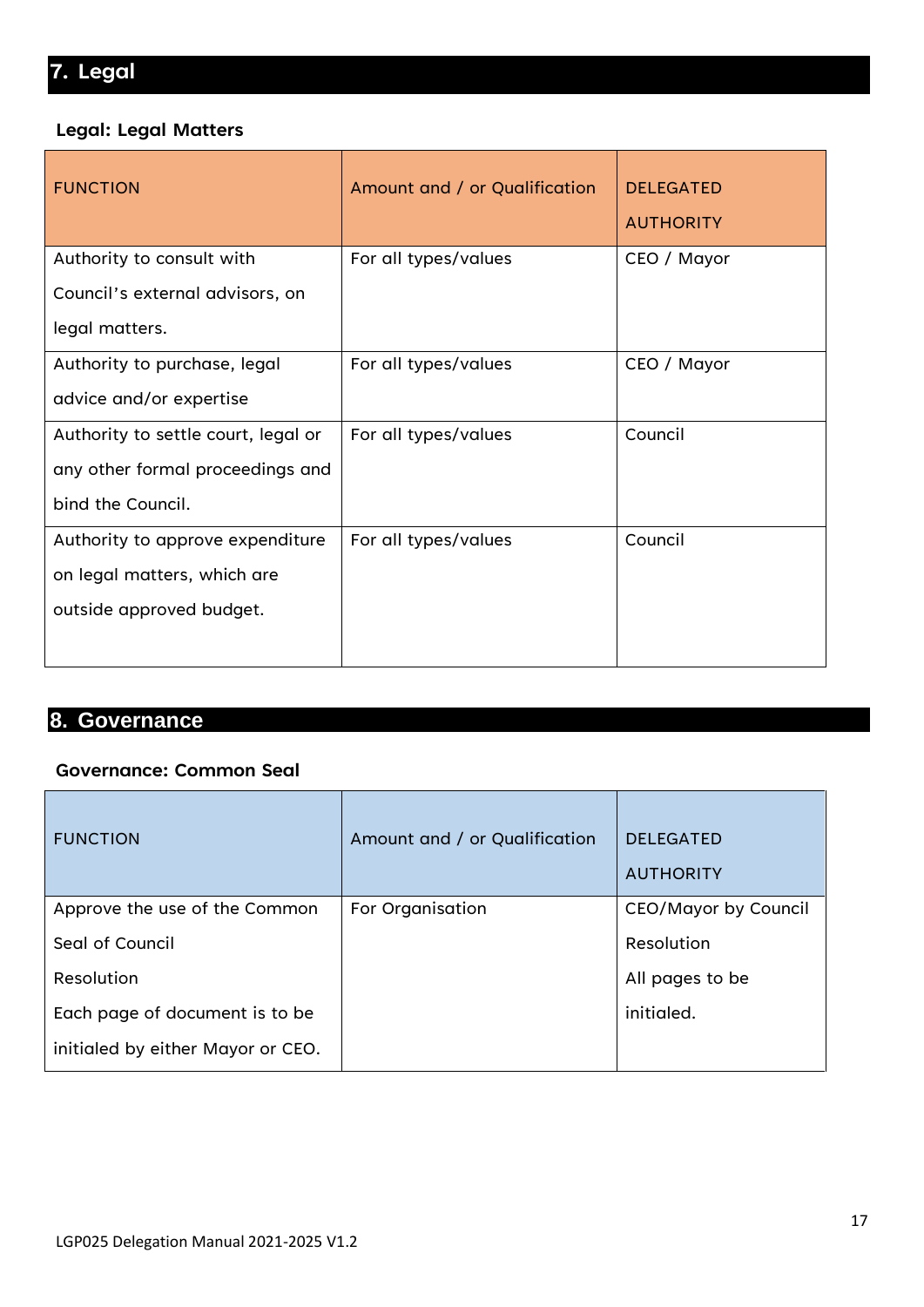## 7. Legal

### Legal: Legal Matters

| FUNCTION | Amount and / or Qualification | DELEGATED AUTHORITY |
|---|---|---|
| Authority to consult with Council's external advisors, on legal matters. | For all types/values | CEO / Mayor |
| Authority to purchase, legal advice and/or expertise | For all types/values | CEO / Mayor |
| Authority to settle court, legal or any other formal proceedings and bind the Council. | For all types/values | Council |
| Authority to approve expenditure on legal matters, which are outside approved budget. | For all types/values | Council |

## 8. Governance

### Governance: Common Seal

| FUNCTION | Amount and / or Qualification | DELEGATED AUTHORITY |
|---|---|---|
| Approve the use of the Common Seal of Council Resolution Each page of document is to be initialed by either Mayor or CEO. | For Organisation | CEO/Mayor by Council Resolution All pages to be initialed. |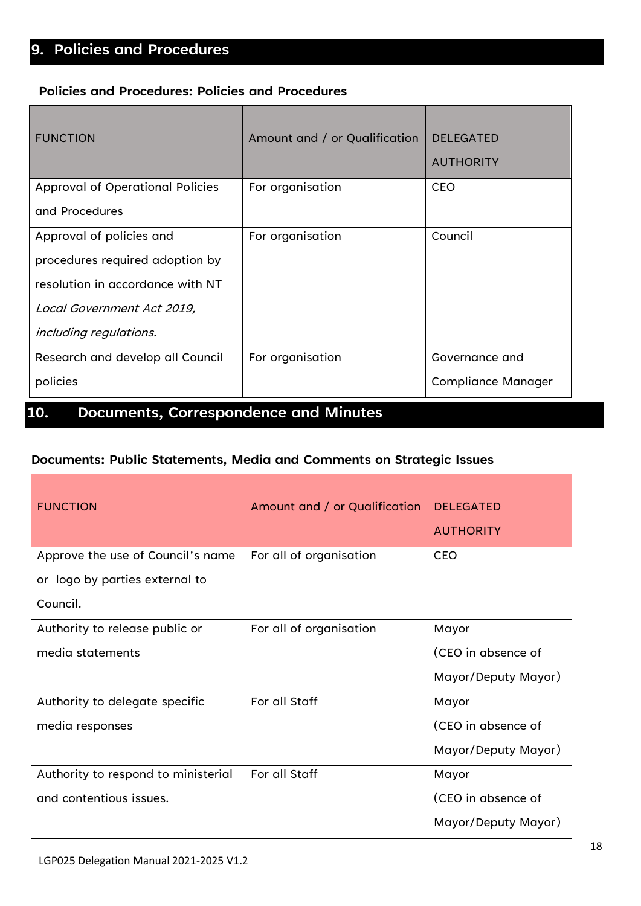## 9. Policies and Procedures

### Policies and Procedures: Policies and Procedures

| FUNCTION | Amount and / or Qualification | DELEGATED AUTHORITY |
|---|---|---|
| Approval of Operational Policies and Procedures | For organisation | CEO |
| Approval of policies and procedures required adoption by resolution in accordance with NT *Local Government Act 2019, including regulations.* | For organisation | Council |
| Research and develop all Council policies | For organisation | Governance and Compliance Manager |

## 10. Documents, Correspondence and Minutes

### Documents: Public Statements, Media and Comments on Strategic Issues

| FUNCTION | Amount and / or Qualification | DELEGATED AUTHORITY |
|---|---|---|
| Approve the use of Council's name or logo by parties external to Council. | For all of organisation | CEO |
| Authority to release public or media statements | For all of organisation | Mayor (CEO in absence of Mayor/Deputy Mayor) |
| Authority to delegate specific media responses | For all Staff | Mayor (CEO in absence of Mayor/Deputy Mayor) |
| Authority to respond to ministerial and contentious issues. | For all Staff | Mayor (CEO in absence of Mayor/Deputy Mayor) |

LGP025 Delegation Manual 2021-2025 V1.2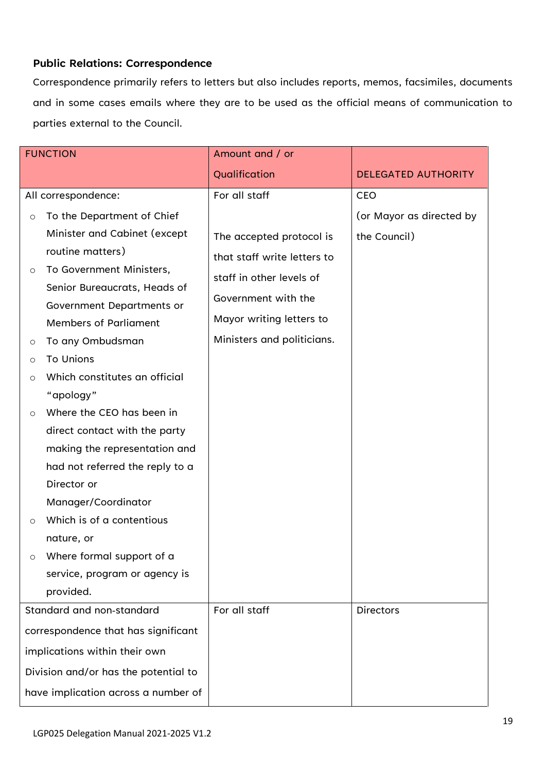**Public Relations: Correspondence**

Correspondence primarily refers to letters but also includes reports, memos, facsimiles, documents and in some cases emails where they are to be used as the official means of communication to parties external to the Council.

| FUNCTION | Amount and / or Qualification | DELEGATED AUTHORITY |
|---|---|---|
| All correspondence:<br>◦ To the Department of Chief Minister and Cabinet (except routine matters)<br>◦ To Government Ministers, Senior Bureaucrats, Heads of Government Departments or Members of Parliament<br>◦ To any Ombudsman<br>◦ To Unions<br>◦ Which constitutes an official "apology"<br>◦ Where the CEO has been in direct contact with the party making the representation and had not referred the reply to a Director or Manager/Coordinator<br>◦ Which is of a contentious nature, or<br>◦ Where formal support of a service, program or agency is provided. | For all staff<br><br>The accepted protocol is that staff write letters to staff in other levels of Government with the Mayor writing letters to Ministers and politicians. | CEO<br>(or Mayor as directed by the Council) |
| Standard and non-standard correspondence that has significant implications within their own Division and/or has the potential to have implication across a number of | For all staff | Directors |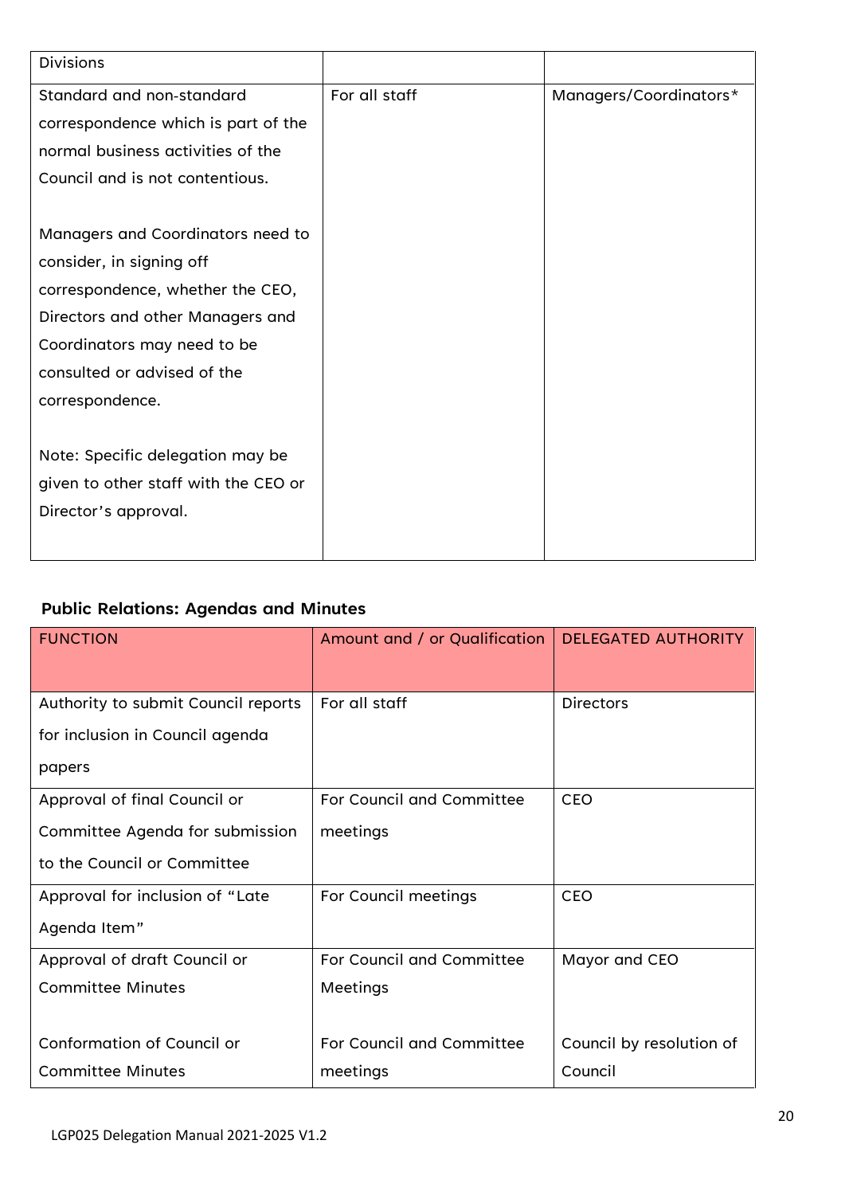| Divisions | | |
|---|---|---|
| Standard and non-standard correspondence which is part of the normal business activities of the Council and is not contentious.<br><br>Managers and Coordinators need to consider, in signing off correspondence, whether the CEO, Directors and other Managers and Coordinators may need to be consulted or advised of the correspondence.<br><br>Note: Specific delegation may be given to other staff with the CEO or Director's approval. | For all staff | Managers/Coordinators* |

**Public Relations: Agendas and Minutes**

| FUNCTION | Amount and / or Qualification | DELEGATED AUTHORITY |
|---|---|---|
| Authority to submit Council reports for inclusion in Council agenda papers | For all staff | Directors |
| Approval of final Council or Committee Agenda for submission to the Council or Committee | For Council and Committee meetings | CEO |
| Approval for inclusion of "Late Agenda Item" | For Council meetings | CEO |
| Approval of draft Council or Committee Minutes<br><br>Conformation of Council or Committee Minutes | For Council and Committee Meetings<br><br>For Council and Committee meetings | Mayor and CEO<br><br>Council by resolution of Council |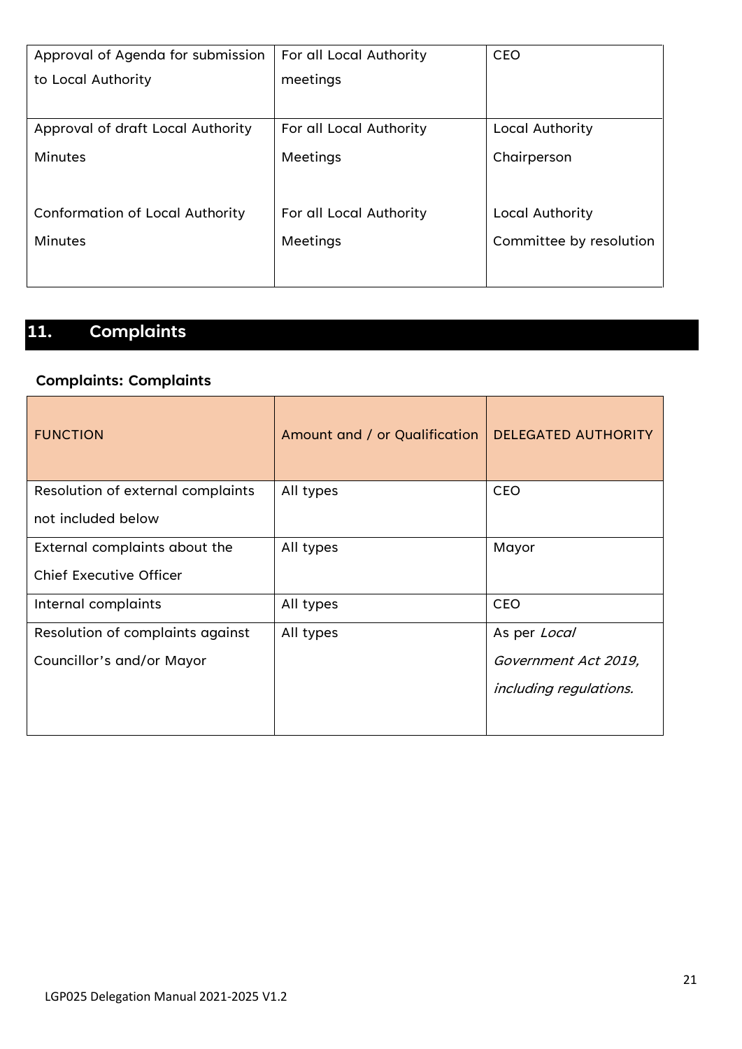| Approval of Agenda for submission to Local Authority | For all Local Authority meetings | CEO |
|---|---|---|
| Approval of draft Local Authority Minutes | For all Local Authority Meetings | Local Authority Chairperson |
| Conformation of Local Authority Minutes | For all Local Authority Meetings | Local Authority Committee by resolution |

## 11. Complaints

### Complaints: Complaints

| FUNCTION | Amount and / or Qualification | DELEGATED AUTHORITY |
|---|---|---|
| Resolution of external complaints not included below | All types | CEO |
| External complaints about the Chief Executive Officer | All types | Mayor |
| Internal complaints | All types | CEO |
| Resolution of complaints against Councillor's and/or Mayor | All types | As per *Local Government Act 2019, including regulations.* |

LGP025 Delegation Manual 2021-2025 V1.2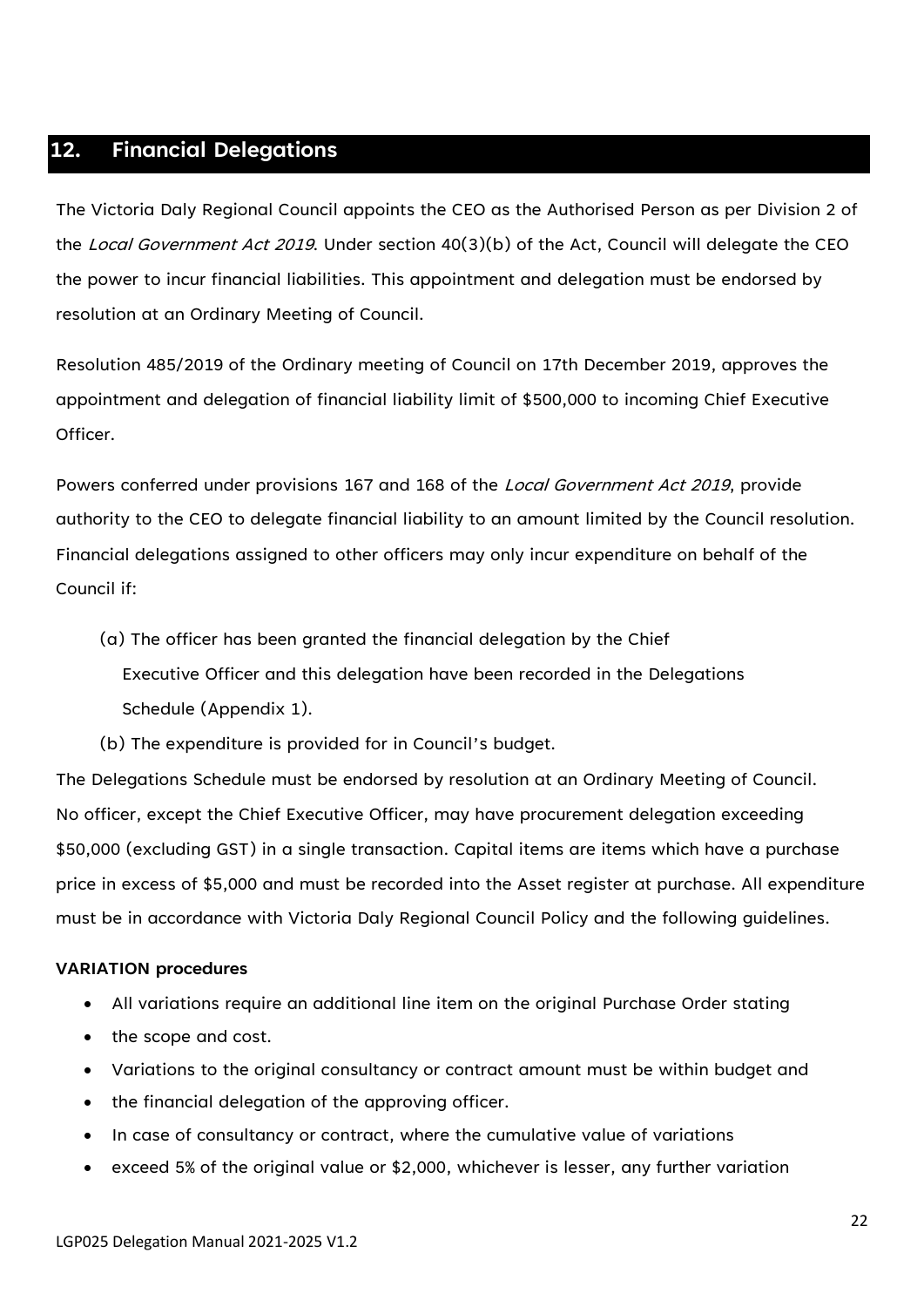## 12. Financial Delegations

The Victoria Daly Regional Council appoints the CEO as the Authorised Person as per Division 2 of the *Local Government Act 2019*. Under section 40(3)(b) of the Act, Council will delegate the CEO the power to incur financial liabilities. This appointment and delegation must be endorsed by resolution at an Ordinary Meeting of Council.

Resolution 485/2019 of the Ordinary meeting of Council on 17th December 2019, approves the appointment and delegation of financial liability limit of $500,000 to incoming Chief Executive Officer.

Powers conferred under provisions 167 and 168 of the *Local Government Act 2019*, provide authority to the CEO to delegate financial liability to an amount limited by the Council resolution. Financial delegations assigned to other officers may only incur expenditure on behalf of the Council if:

(a) The officer has been granted the financial delegation by the Chief Executive Officer and this delegation have been recorded in the Delegations Schedule (Appendix 1).

(b) The expenditure is provided for in Council's budget.

The Delegations Schedule must be endorsed by resolution at an Ordinary Meeting of Council. No officer, except the Chief Executive Officer, may have procurement delegation exceeding $50,000 (excluding GST) in a single transaction. Capital items are items which have a purchase price in excess of $5,000 and must be recorded into the Asset register at purchase. All expenditure must be in accordance with Victoria Daly Regional Council Policy and the following guidelines.

**VARIATION procedures**

- All variations require an additional line item on the original Purchase Order stating
- the scope and cost.
- Variations to the original consultancy or contract amount must be within budget and
- the financial delegation of the approving officer.
- In case of consultancy or contract, where the cumulative value of variations
- exceed 5% of the original value or $2,000, whichever is lesser, any further variation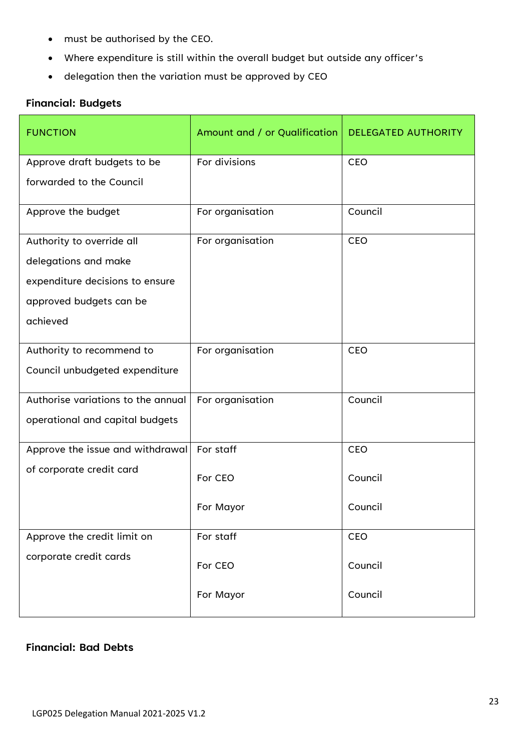- must be authorised by the CEO.
- Where expenditure is still within the overall budget but outside any officer's
- delegation then the variation must be approved by CEO

**Financial: Budgets**

| FUNCTION | Amount and / or Qualification | DELEGATED AUTHORITY |
|---|---|---|
| Approve draft budgets to be forwarded to the Council | For divisions | CEO |
| Approve the budget | For organisation | Council |
| Authority to override all delegations and make expenditure decisions to ensure approved budgets can be achieved | For organisation | CEO |
| Authority to recommend to Council unbudgeted expenditure | For organisation | CEO |
| Authorise variations to the annual operational and capital budgets | For organisation | Council |
| Approve the issue and withdrawal of corporate credit card | For staff<br>For CEO<br>For Mayor | CEO<br>Council<br>Council |
| Approve the credit limit on corporate credit cards | For staff<br>For CEO<br>For Mayor | CEO<br>Council<br>Council |

**Financial: Bad Debts**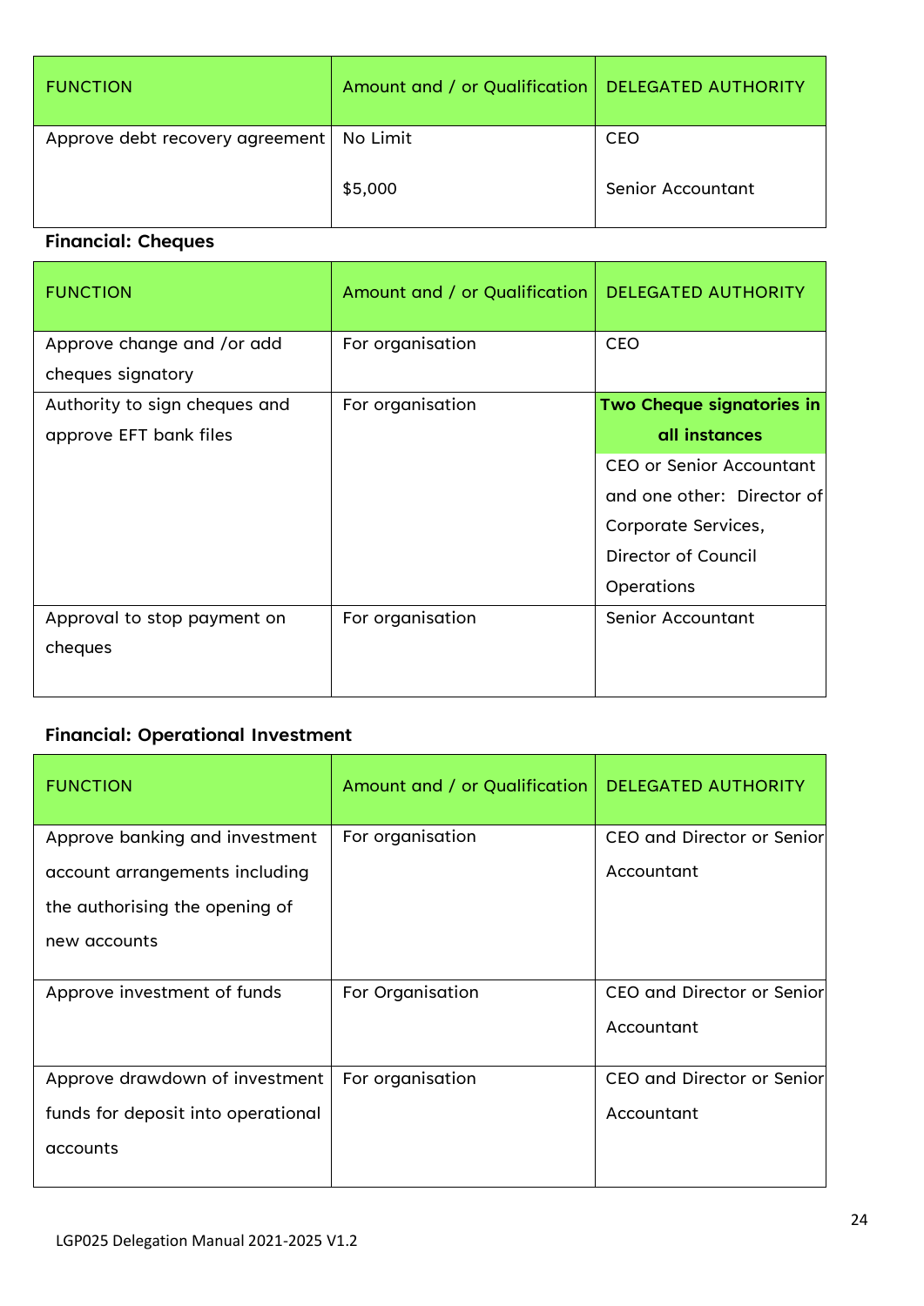| FUNCTION | Amount and / or Qualification | DELEGATED AUTHORITY |
|---|---|---|
| Approve debt recovery agreement | No Limit<br><br>$5,000 | CEO<br><br>Senior Accountant |

**Financial: Cheques**

| FUNCTION | Amount and / or Qualification | DELEGATED AUTHORITY |
|---|---|---|
| Approve change and /or add cheques signatory | For organisation | CEO |
| Authority to sign cheques and approve EFT bank files | For organisation | **Two Cheque signatories in all instances**<br>CEO or Senior Accountant and one other: Director of Corporate Services, Director of Council Operations |
| Approval to stop payment on cheques | For organisation | Senior Accountant |

**Financial: Operational Investment**

| FUNCTION | Amount and / or Qualification | DELEGATED AUTHORITY |
|---|---|---|
| Approve banking and investment account arrangements including the authorising the opening of new accounts | For organisation | CEO and Director or Senior Accountant |
| Approve investment of funds | For Organisation | CEO and Director or Senior Accountant |
| Approve drawdown of investment funds for deposit into operational accounts | For organisation | CEO and Director or Senior Accountant |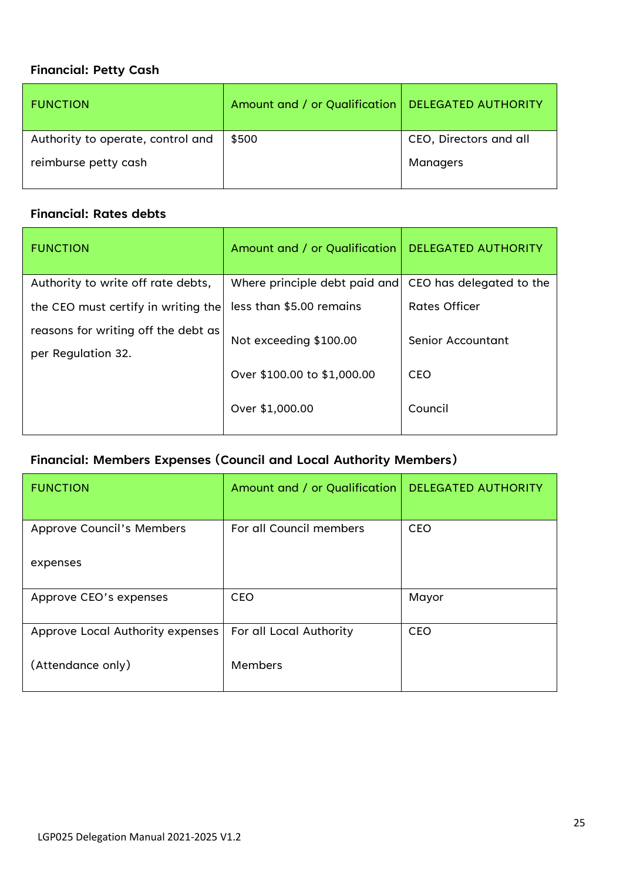**Financial: Petty Cash**

| FUNCTION | Amount and / or Qualification | DELEGATED AUTHORITY |
|---|---|---|
| Authority to operate, control and reimburse petty cash | $500 | CEO, Directors and all Managers |

**Financial: Rates debts**

| FUNCTION | Amount and / or Qualification | DELEGATED AUTHORITY |
|---|---|---|
| Authority to write off rate debts, the CEO must certify in writing the reasons for writing off the debt as per Regulation 32. | Where principle debt paid and less than $5.00 remains | CEO has delegated to the Rates Officer |
| | Not exceeding $100.00 | Senior Accountant |
| | Over $100.00 to $1,000.00 | CEO |
| | Over $1,000.00 | Council |

**Financial: Members Expenses (Council and Local Authority Members)**

| FUNCTION | Amount and / or Qualification | DELEGATED AUTHORITY |
|---|---|---|
| Approve Council's Members expenses | For all Council members | CEO |
| Approve CEO's expenses | CEO | Mayor |
| Approve Local Authority expenses (Attendance only) | For all Local Authority Members | CEO |

LGP025 Delegation Manual 2021-2025 V1.2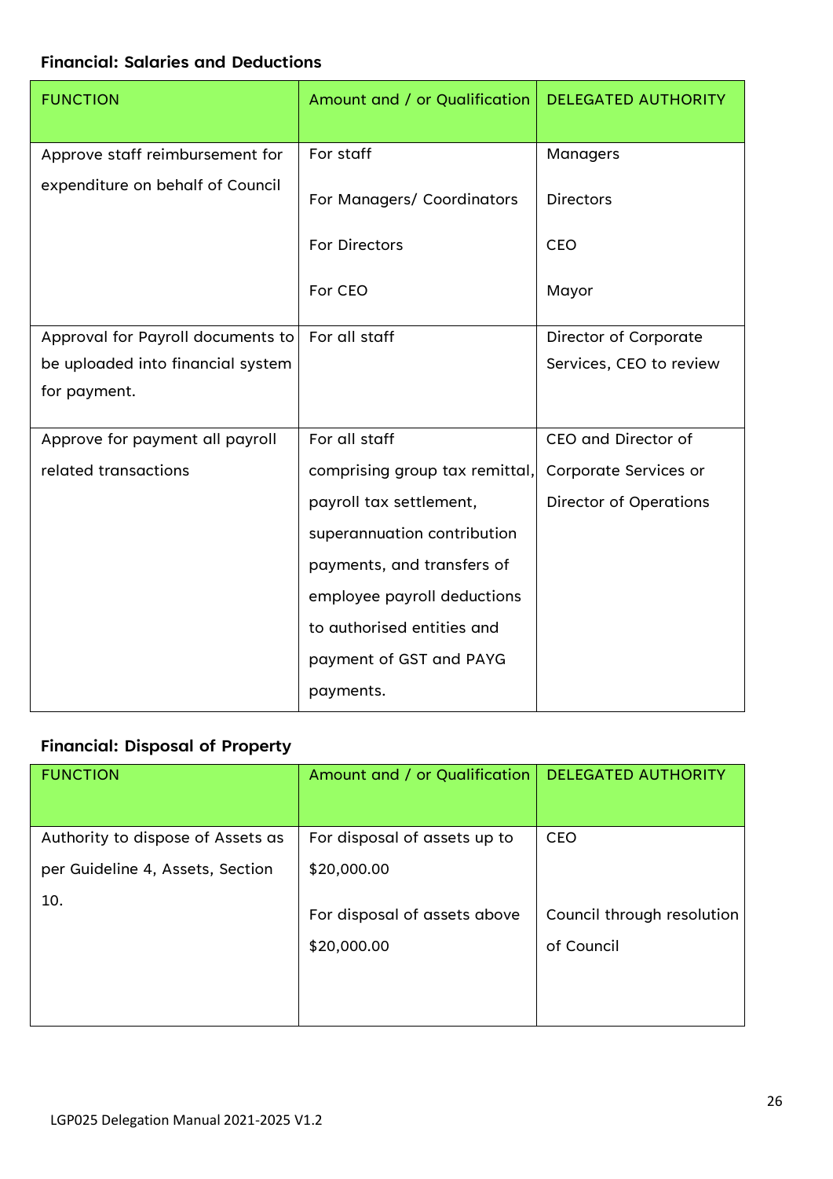**Financial: Salaries and Deductions**

| FUNCTION | Amount and / or Qualification | DELEGATED AUTHORITY |
|---|---|---|
| Approve staff reimbursement for expenditure on behalf of Council | For staff | Managers |
| | For Managers/ Coordinators | Directors |
| | For Directors | CEO |
| | For CEO | Mayor |
| Approval for Payroll documents to be uploaded into financial system for payment. | For all staff | Director of Corporate Services, CEO to review |
| Approve for payment all payroll related transactions | For all staff comprising group tax remittal, payroll tax settlement, superannuation contribution payments, and transfers of employee payroll deductions to authorised entities and payment of GST and PAYG payments. | CEO and Director of Corporate Services or Director of Operations |

**Financial: Disposal of Property**

| FUNCTION | Amount and / or Qualification | DELEGATED AUTHORITY |
|---|---|---|
| Authority to dispose of Assets as per Guideline 4, Assets, Section 10. | For disposal of assets up to $20,000.00 | CEO |
| | For disposal of assets above $20,000.00 | Council through resolution of Council |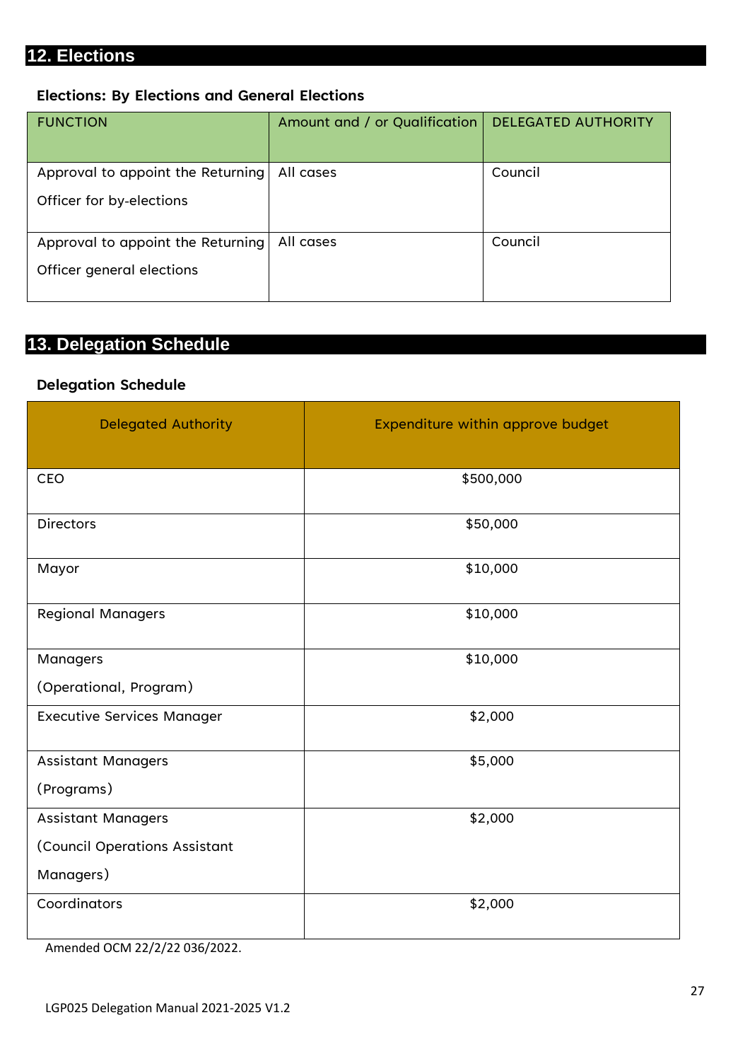# 12. Elections

**Elections: By Elections and General Elections**

| FUNCTION | Amount and / or Qualification | DELEGATED AUTHORITY |
|---|---|---|
| Approval to appoint the Returning Officer for by-elections | All cases | Council |
| Approval to appoint the Returning Officer general elections | All cases | Council |

# 13. Delegation Schedule

**Delegation Schedule**

| Delegated Authority | Expenditure within approve budget |
|---|---|
| CEO | $500,000 |
| Directors | $50,000 |
| Mayor | $10,000 |
| Regional Managers | $10,000 |
| Managers (Operational, Program) | $10,000 |
| Executive Services Manager | $2,000 |
| Assistant Managers (Programs) | $5,000 |
| Assistant Managers (Council Operations Assistant Managers) | $2,000 |
| Coordinators | $2,000 |

Amended OCM 22/2/22 036/2022.